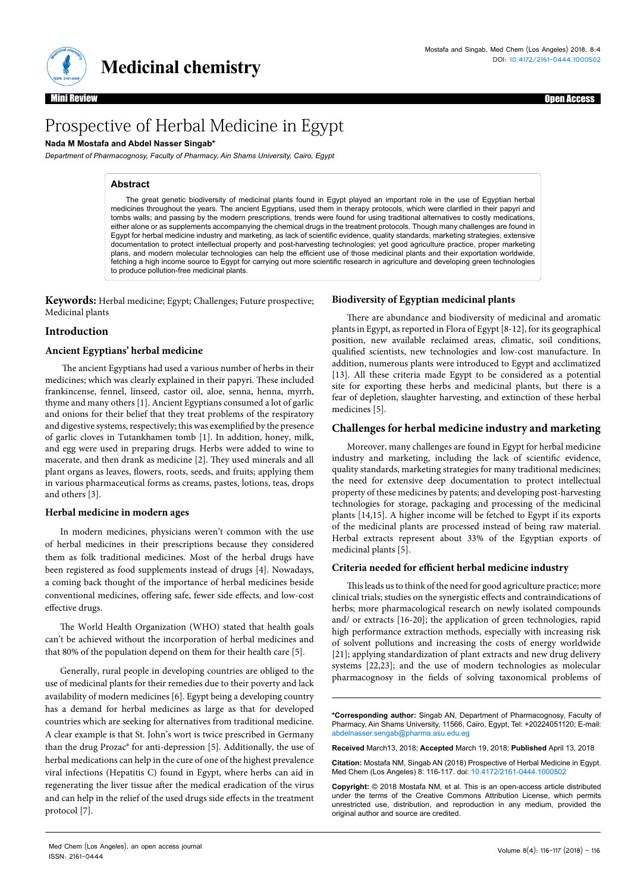Mini Review | Open Access

# Prospective of Herbal Medicine in Egypt

**Nada M Mostafa and Abdel Nasser Singab***

*Department of Pharmacognosy, Faculty of Pharmacy, Ain Shams University, Cairo, Egypt*

## Abstract

The great genetic biodiversity of medicinal plants found in Egypt played an important role in the use of Egyptian herbal medicines throughout the years. The ancient Egyptians, used them in therapy protocols, which were clarified in their papyri and tombs walls; and passing by the modern prescriptions, trends were found for using traditional alternatives to costly medications, either alone or as supplements accompanying the chemical drugs in the treatment protocols. Though many challenges are found in Egypt for herbal medicine industry and marketing, as lack of scientific evidence, quality standards, marketing strategies, extensive documentation to protect intellectual property and post-harvesting technologies; yet good agriculture practice, proper marketing plans, and modern molecular technologies can help the efficient use of those medicinal plants and their exportation worldwide, fetching a high income source to Egypt for carrying out more scientific research in agriculture and developing green technologies to produce pollution-free medicinal plants.

**Keywords:** Herbal medicine; Egypt; Challenges; Future prospective; Medicinal plants

## Introduction

### Ancient Egyptians' herbal medicine

The ancient Egyptians had used a various number of herbs in their medicines; which was clearly explained in their papyri. These included frankincense, fennel, linseed, castor oil, aloe, senna, henna, myrrh, thyme and many others [1]. Ancient Egyptians consumed a lot of garlic and onions for their belief that they treat problems of the respiratory and digestive systems, respectively; this was exemplified by the presence of garlic cloves in Tutankhamen tomb [1]. In addition, honey, milk, and egg were used in preparing drugs. Herbs were added to wine to macerate, and then drank as medicine [2]. They used minerals and all plant organs as leaves, flowers, roots, seeds, and fruits; applying them in various pharmaceutical forms as creams, pastes, lotions, teas, drops and others [3].

### Herbal medicine in modern ages

In modern medicines, physicians weren't common with the use of herbal medicines in their prescriptions because they considered them as folk traditional medicines. Most of the herbal drugs have been registered as food supplements instead of drugs [4]. Nowadays, a coming back thought of the importance of herbal medicines beside conventional medicines, offering safe, fewer side effects, and low-cost effective drugs.

The World Health Organization (WHO) stated that health goals can't be achieved without the incorporation of herbal medicines and that 80% of the population depend on them for their health care [5].

Generally, rural people in developing countries are obliged to the use of medicinal plants for their remedies due to their poverty and lack availability of modern medicines [6]. Egypt being a developing country has a demand for herbal medicines as large as that for developed countries which are seeking for alternatives from traditional medicine. A clear example is that St. John's wort is twice prescribed in Germany than the drug Prozac® for anti-depression [5]. Additionally, the use of herbal medications can help in the cure of one of the highest prevalence viral infections (Hepatitis C) found in Egypt, where herbs can aid in regenerating the liver tissue after the medical eradication of the virus and can help in the relief of the used drugs side effects in the treatment protocol [7].

### Biodiversity of Egyptian medicinal plants

There are abundance and biodiversity of medicinal and aromatic plants in Egypt, as reported in Flora of Egypt [8-12], for its geographical position, new available reclaimed areas, climatic, soil conditions, qualified scientists, new technologies and low-cost manufacture. In addition, numerous plants were introduced to Egypt and acclimatized [13]. All these criteria made Egypt to be considered as a potential site for exporting these herbs and medicinal plants, but there is a fear of depletion, slaughter harvesting, and extinction of these herbal medicines [5].

### Challenges for herbal medicine industry and marketing

Moreover, many challenges are found in Egypt for herbal medicine industry and marketing, including the lack of scientific evidence, quality standards, marketing strategies for many traditional medicines; the need for extensive deep documentation to protect intellectual property of these medicines by patents; and developing post-harvesting technologies for storage, packaging and processing of the medicinal plants [14,15]. A higher income will be fetched to Egypt if its exports of the medicinal plants are processed instead of being raw material. Herbal extracts represent about 33% of the Egyptian exports of medicinal plants [5].

### Criteria needed for efficient herbal medicine industry

This leads us to think of the need for good agriculture practice; more clinical trials; studies on the synergistic effects and contraindications of herbs; more pharmacological research on newly isolated compounds and/ or extracts [16-20]; the application of green technologies, rapid high performance extraction methods, especially with increasing risk of solvent pollutions and increasing the costs of energy worldwide [21]; applying standardization of plant extracts and new drug delivery systems [22,23]; and the use of modern technologies as molecular pharmacognosy in the fields of solving taxonomical problems of

---

**\*Corresponding author:** Singab AN, Department of Pharmacognosy, Faculty of Pharmacy, Ain Shams University, 11566, Cairo, Egypt, Tel: +20224051120; E-mail: abdelnasser.sengab@pharma.asu.edu.eg

**Received** March13, 2018; **Accepted** March 19, 2018; **Published** April 13, 2018

**Citation:** Mostafa NM, Singab AN (2018) Prospective of Herbal Medicine in Egypt. Med Chem (Los Angeles) 8: 116-117. doi: 10.4172/2161-0444.1000502

**Copyright:** © 2018 Mostafa NM, et al. This is an open-access article distributed under the terms of the Creative Commons Attribution License, which permits unrestricted use, distribution, and reproduction in any medium, provided the original author and source are credited.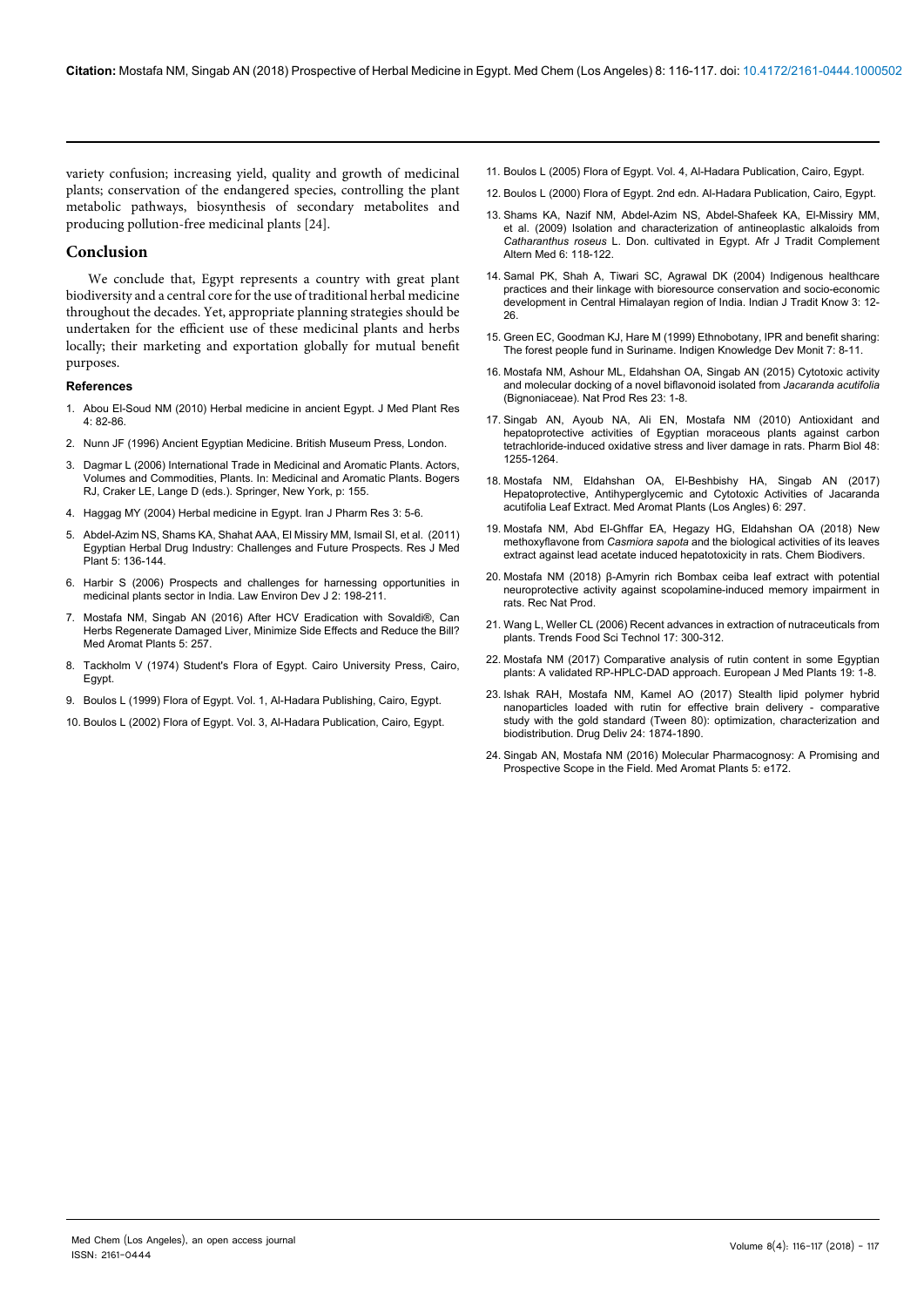variety confusion; increasing yield, quality and growth of medicinal plants; conservation of the endangered species, controlling the plant metabolic pathways, biosynthesis of secondary metabolites and producing pollution-free medicinal plants [24].

## Conclusion

We conclude that, Egypt represents a country with great plant biodiversity and a central core for the use of traditional herbal medicine throughout the decades. Yet, appropriate planning strategies should be undertaken for the efficient use of these medicinal plants and herbs locally; their marketing and exportation globally for mutual benefit purposes.

### References

1. Abou El-Soud NM (2010) Herbal medicine in ancient Egypt. J Med Plant Res 4: 82-86.
2. Nunn JF (1996) Ancient Egyptian Medicine. British Museum Press, London.
3. Dagmar L (2006) International Trade in Medicinal and Aromatic Plants. Actors, Volumes and Commodities, Plants. In: Medicinal and Aromatic Plants. Bogers RJ, Craker LE, Lange D (eds.). Springer, New York, p: 155.
4. Haggag MY (2004) Herbal medicine in Egypt. Iran J Pharm Res 3: 5-6.
5. Abdel-Azim NS, Shams KA, Shahat AAA, El Missiry MM, Ismail SI, et al. (2011) Egyptian Herbal Drug Industry: Challenges and Future Prospects. Res J Med Plant 5: 136-144.
6. Harbir S (2006) Prospects and challenges for harnessing opportunities in medicinal plants sector in India. Law Environ Dev J 2: 198-211.
7. Mostafa NM, Singab AN (2016) After HCV Eradication with Sovaldi®, Can Herbs Regenerate Damaged Liver, Minimize Side Effects and Reduce the Bill? Med Aromat Plants 5: 257.
8. Tackholm V (1974) Student's Flora of Egypt. Cairo University Press, Cairo, Egypt.
9. Boulos L (1999) Flora of Egypt. Vol. 1, Al-Hadara Publishing, Cairo, Egypt.
10. Boulos L (2002) Flora of Egypt. Vol. 3, Al-Hadara Publication, Cairo, Egypt.
11. Boulos L (2005) Flora of Egypt. Vol. 4, Al-Hadara Publication, Cairo, Egypt.
12. Boulos L (2000) Flora of Egypt. 2nd edn. Al-Hadara Publication, Cairo, Egypt.
13. Shams KA, Nazif NM, Abdel-Azim NS, Abdel-Shafeek KA, El-Missiry MM, et al. (2009) Isolation and characterization of antineoplastic alkaloids from *Catharanthus roseus* L. Don. cultivated in Egypt. Afr J Tradit Complement Altern Med 6: 118-122.
14. Samal PK, Shah A, Tiwari SC, Agrawal DK (2004) Indigenous healthcare practices and their linkage with bioresource conservation and socio-economic development in Central Himalayan region of India. Indian J Tradit Know 3: 12-26.
15. Green EC, Goodman KJ, Hare M (1999) Ethnobotany, IPR and benefit sharing: The forest people fund in Suriname. Indigen Knowledge Dev Monit 7: 8-11.
16. Mostafa NM, Ashour ML, Eldahshan OA, Singab AN (2015) Cytotoxic activity and molecular docking of a novel biflavonoid isolated from *Jacaranda acutifolia* (Bignoniaceae). Nat Prod Res 23: 1-8.
17. Singab AN, Ayoub NA, Ali EN, Mostafa NM (2010) Antioxidant and hepatoprotective activities of Egyptian moraceous plants against carbon tetrachloride-induced oxidative stress and liver damage in rats. Pharm Biol 48: 1255-1264.
18. Mostafa NM, Eldahshan OA, El-Beshbishy HA, Singab AN (2017) Hepatoprotective, Antihyperglycemic and Cytotoxic Activities of Jacaranda acutifolia Leaf Extract. Med Aromat Plants (Los Angles) 6: 297.
19. Mostafa NM, Abd El-Ghffar EA, Hegazy HG, Eldahshan OA (2018) New methoxyflavone from *Casmiora sapota* and the biological activities of its leaves extract against lead acetate induced hepatotoxicity in rats. Chem Biodivers.
20. Mostafa NM (2018) β-Amyrin rich Bombax ceiba leaf extract with potential neuroprotective activity against scopolamine-induced memory impairment in rats. Rec Nat Prod.
21. Wang L, Weller CL (2006) Recent advances in extraction of nutraceuticals from plants. Trends Food Sci Technol 17: 300-312.
22. Mostafa NM (2017) Comparative analysis of rutin content in some Egyptian plants: A validated RP-HPLC-DAD approach. European J Med Plants 19: 1-8.
23. Ishak RAH, Mostafa NM, Kamel AO (2017) Stealth lipid polymer hybrid nanoparticles loaded with rutin for effective brain delivery - comparative study with the gold standard (Tween 80): optimization, characterization and biodistribution. Drug Deliv 24: 1874-1890.
24. Singab AN, Mostafa NM (2016) Molecular Pharmacognosy: A Promising and Prospective Scope in the Field. Med Aromat Plants 5: e172.